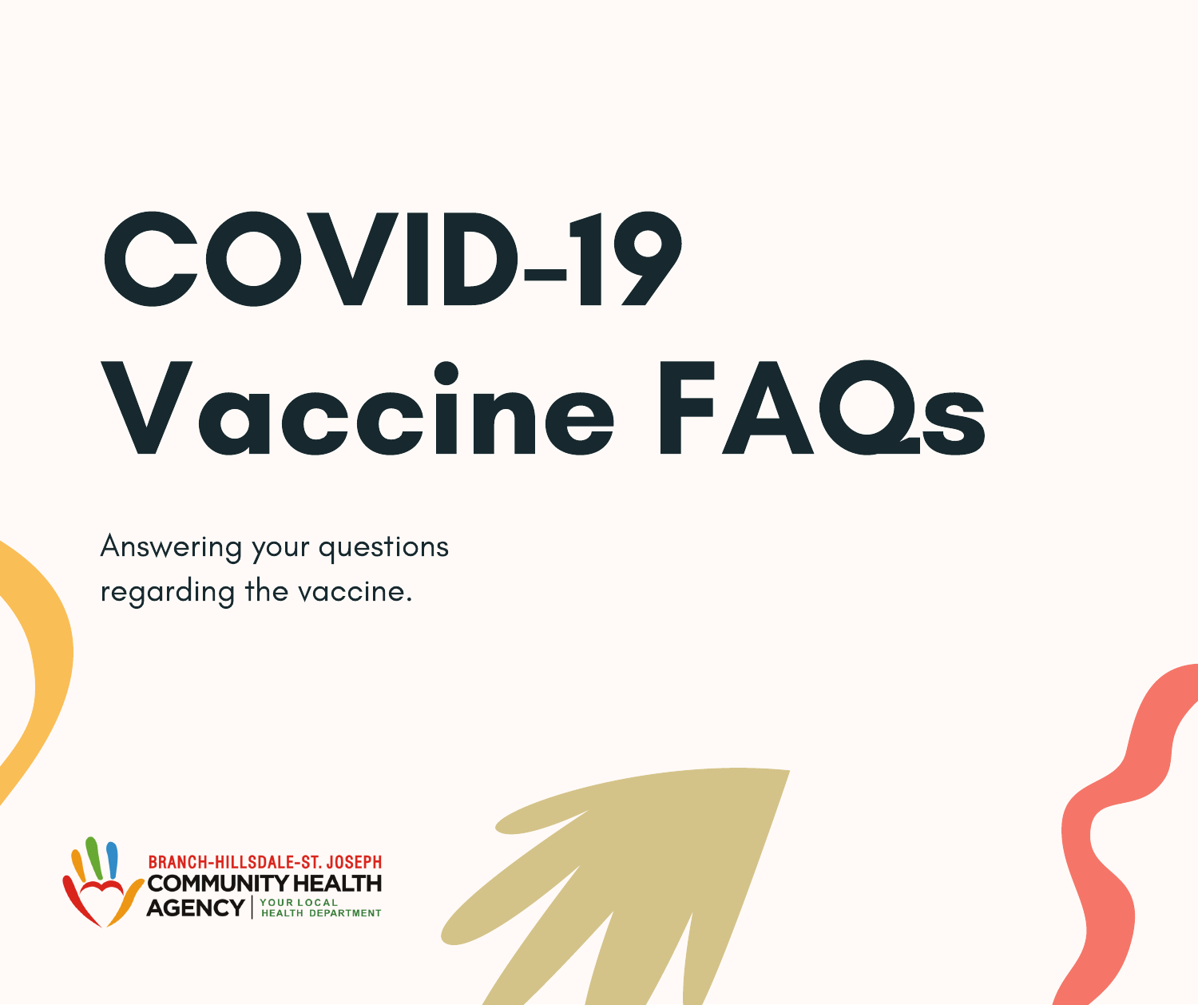# COVID-19 Vaccine FAQs

Answering your questions regarding the vaccine.

BRANCH-HILLSDALE-ST. JOSEPH
COMMUNITY HEALTH AGENCY | YOUR LOCAL HEALTH DEPARTMENT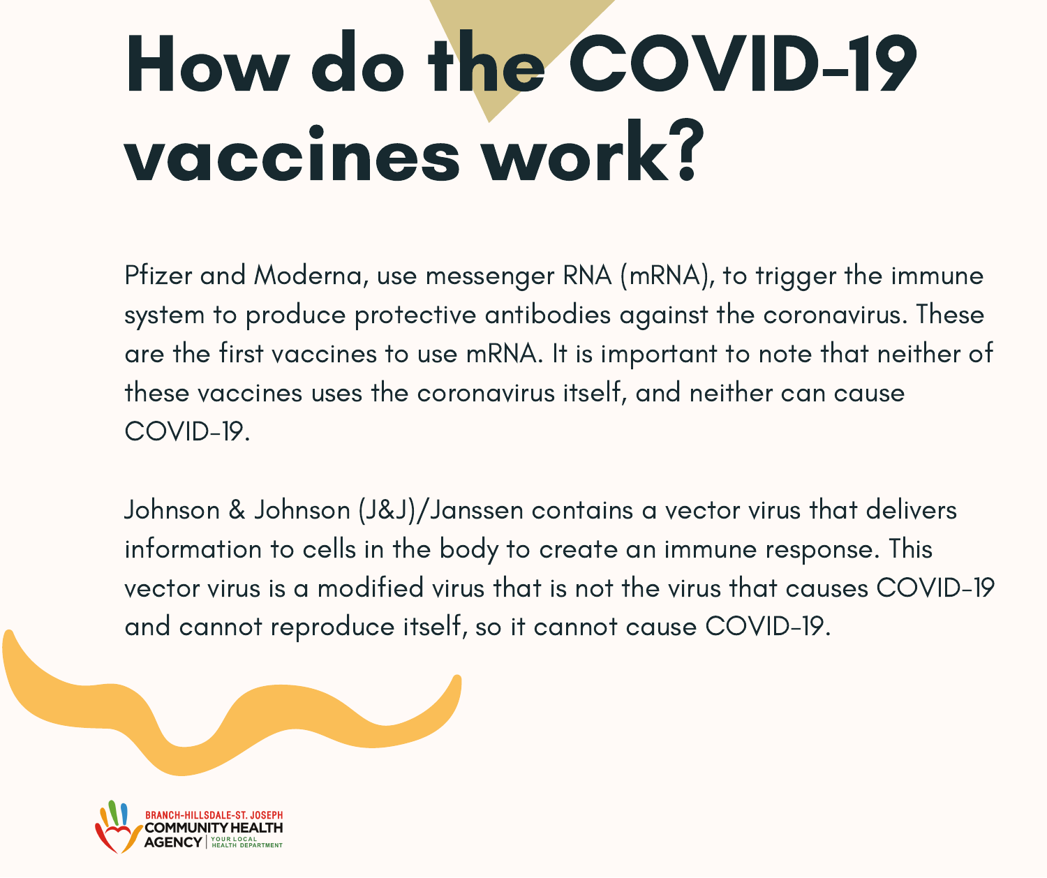# How do the COVID-19 vaccines work?

Pfizer and Moderna, use messenger RNA (mRNA), to trigger the immune system to produce protective antibodies against the coronavirus. These are the first vaccines to use mRNA. It is important to note that neither of these vaccines uses the coronavirus itself, and neither can cause COVID-19.

Johnson & Johnson (J&J)/Janssen contains a vector virus that delivers information to cells in the body to create an immune response. This vector virus is a modified virus that is not the virus that causes COVID-19 and cannot reproduce itself, so it cannot cause COVID-19.

BRANCH-HILLSDALE-ST. JOSEPH COMMUNITY HEALTH AGENCY | YOUR LOCAL HEALTH DEPARTMENT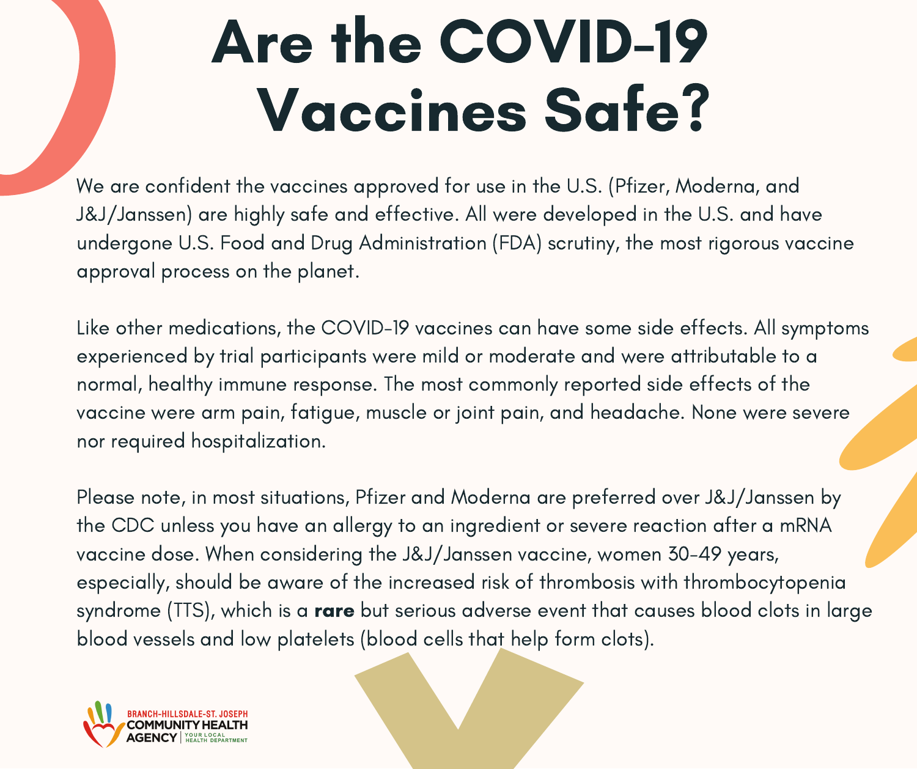# Are the COVID-19 Vaccines Safe?

We are confident the vaccines approved for use in the U.S. (Pfizer, Moderna, and J&J/Janssen) are highly safe and effective. All were developed in the U.S. and have undergone U.S. Food and Drug Administration (FDA) scrutiny, the most rigorous vaccine approval process on the planet.

Like other medications, the COVID-19 vaccines can have some side effects. All symptoms experienced by trial participants were mild or moderate and were attributable to a normal, healthy immune response. The most commonly reported side effects of the vaccine were arm pain, fatigue, muscle or joint pain, and headache. None were severe nor required hospitalization.

Please note, in most situations, Pfizer and Moderna are preferred over J&J/Janssen by the CDC unless you have an allergy to an ingredient or severe reaction after a mRNA vaccine dose. When considering the J&J/Janssen vaccine, women 30-49 years, especially, should be aware of the increased risk of thrombosis with thrombocytopenia syndrome (TTS), which is a **rare** but serious adverse event that causes blood clots in large blood vessels and low platelets (blood cells that help form clots).

BRANCH-HILLSDALE-ST. JOSEPH COMMUNITY HEALTH AGENCY | YOUR LOCAL HEALTH DEPARTMENT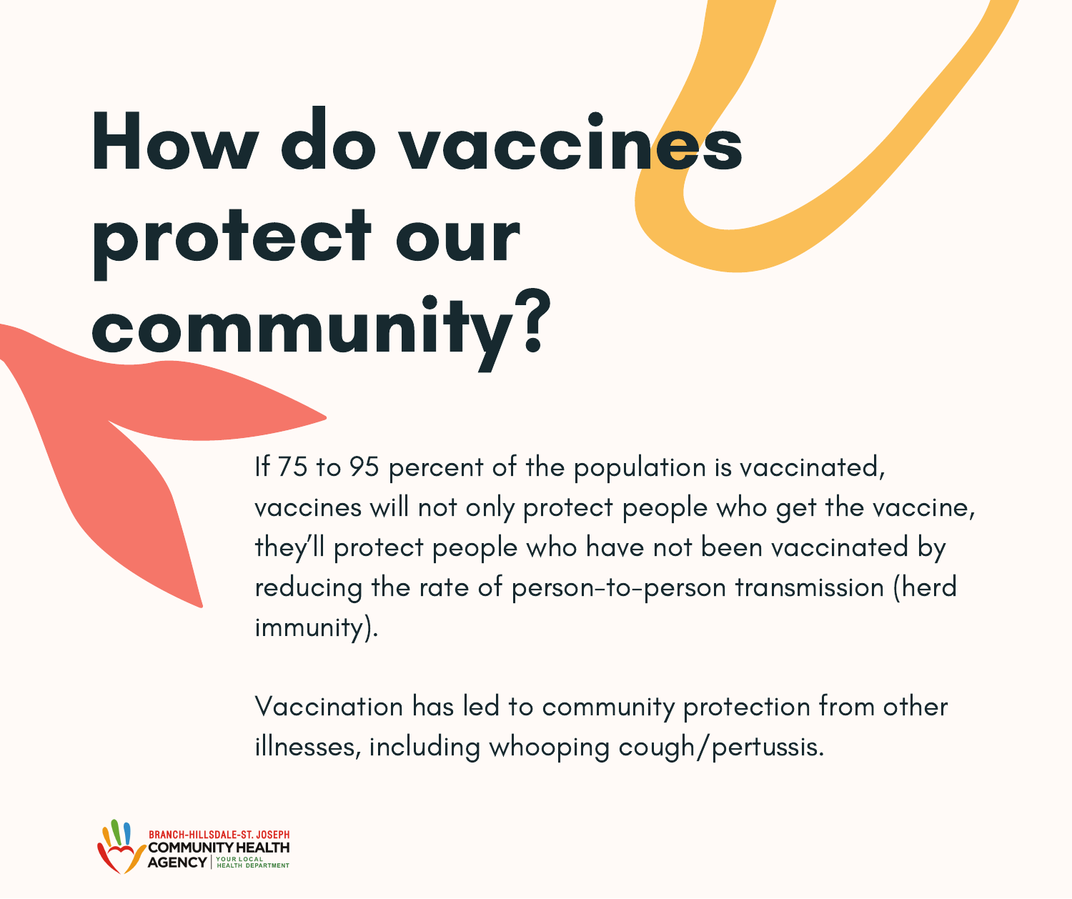# How do vaccines protect our community?

If 75 to 95 percent of the population is vaccinated, vaccines will not only protect people who get the vaccine, they'll protect people who have not been vaccinated by reducing the rate of person-to-person transmission (herd immunity).

Vaccination has led to community protection from other illnesses, including whooping cough/pertussis.

BRANCH-HILLSDALE-ST. JOSEPH COMMUNITY HEALTH AGENCY | YOUR LOCAL HEALTH DEPARTMENT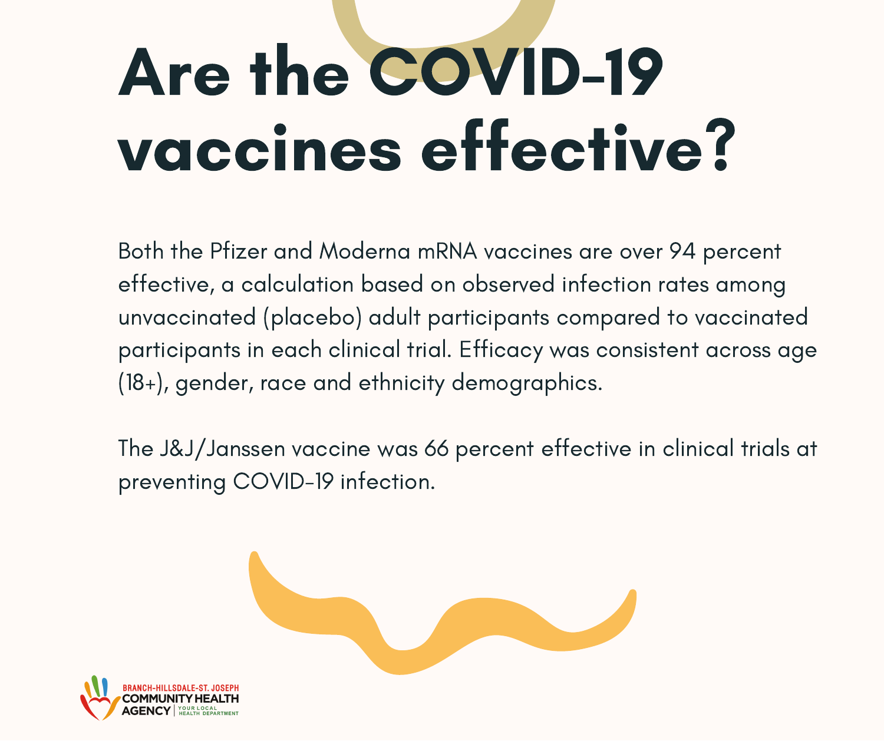# Are the COVID-19 vaccines effective?

Both the Pfizer and Moderna mRNA vaccines are over 94 percent effective, a calculation based on observed infection rates among unvaccinated (placebo) adult participants compared to vaccinated participants in each clinical trial. Efficacy was consistent across age (18+), gender, race and ethnicity demographics.

The J&J/Janssen vaccine was 66 percent effective in clinical trials at preventing COVID-19 infection.

BRANCH-HILLSDALE-ST. JOSEPH COMMUNITY HEALTH AGENCY | YOUR LOCAL HEALTH DEPARTMENT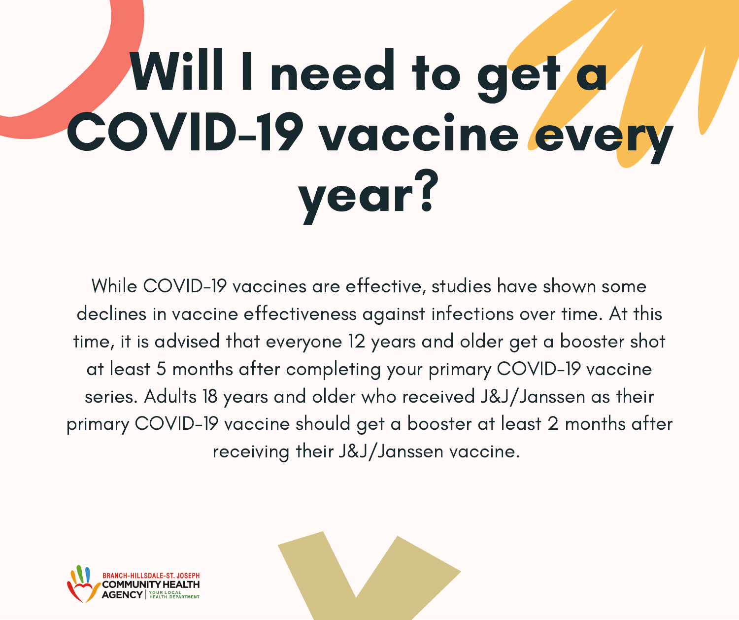# Will I need to get a COVID-19 vaccine every year?

While COVID-19 vaccines are effective, studies have shown some declines in vaccine effectiveness against infections over time. At this time, it is advised that everyone 12 years and older get a booster shot at least 5 months after completing your primary COVID-19 vaccine series. Adults 18 years and older who received J&J/Janssen as their primary COVID-19 vaccine should get a booster at least 2 months after receiving their J&J/Janssen vaccine.

BRANCH-HILLSDALE-ST. JOSEPH COMMUNITY HEALTH AGENCY | YOUR LOCAL HEALTH DEPARTMENT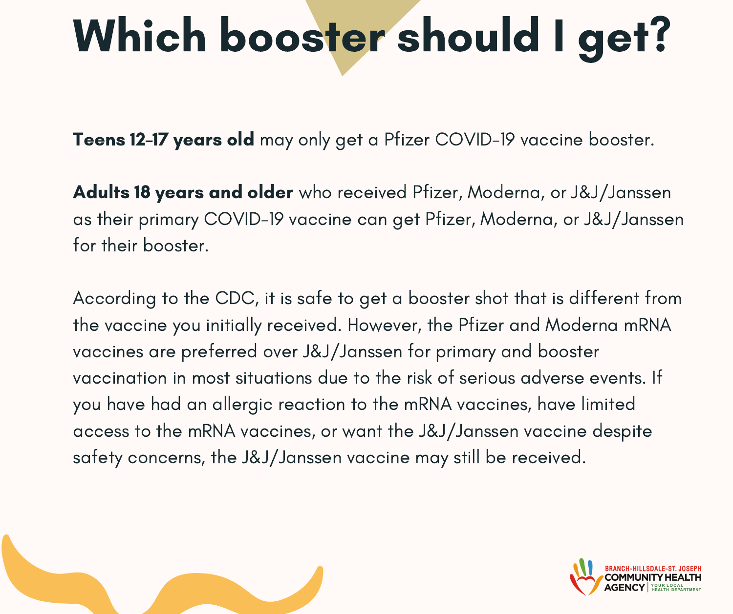# Which booster should I get?

**Teens 12–17 years old** may only get a Pfizer COVID-19 vaccine booster.

**Adults 18 years and older** who received Pfizer, Moderna, or J&J/Janssen as their primary COVID-19 vaccine can get Pfizer, Moderna, or J&J/Janssen for their booster.

According to the CDC, it is safe to get a booster shot that is different from the vaccine you initially received. However, the Pfizer and Moderna mRNA vaccines are preferred over J&J/Janssen for primary and booster vaccination in most situations due to the risk of serious adverse events. If you have had an allergic reaction to the mRNA vaccines, have limited access to the mRNA vaccines, or want the J&J/Janssen vaccine despite safety concerns, the J&J/Janssen vaccine may still be received.

BRANCH-HILLSDALE-ST. JOSEPH COMMUNITY HEALTH AGENCY | YOUR LOCAL HEALTH DEPARTMENT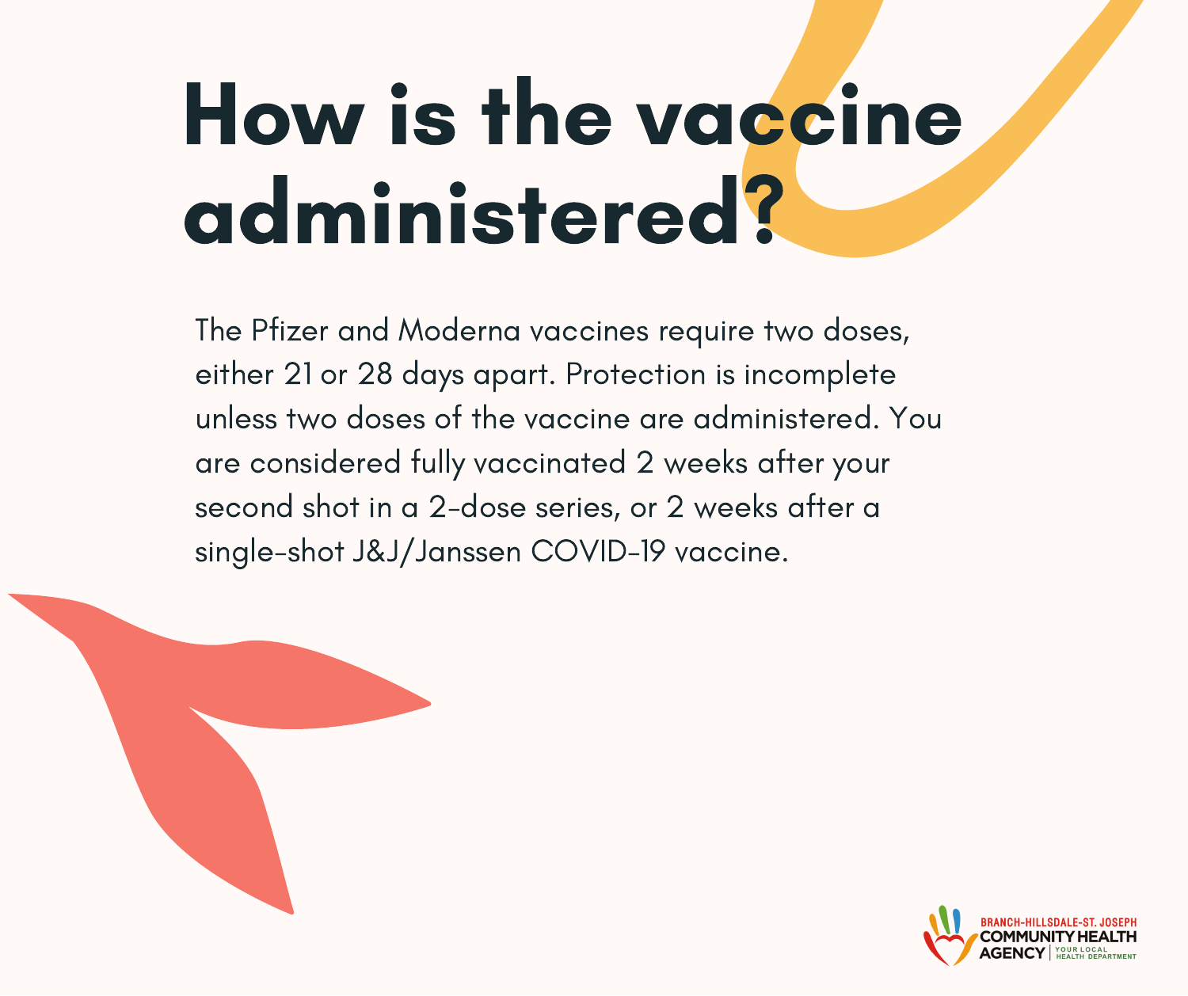# How is the vaccine administered?

The Pfizer and Moderna vaccines require two doses, either 21 or 28 days apart. Protection is incomplete unless two doses of the vaccine are administered. You are considered fully vaccinated 2 weeks after your second shot in a 2-dose series, or 2 weeks after a single-shot J&J/Janssen COVID-19 vaccine.

BRANCH-HILLSDALE-ST. JOSEPH COMMUNITY HEALTH AGENCY | YOUR LOCAL HEALTH DEPARTMENT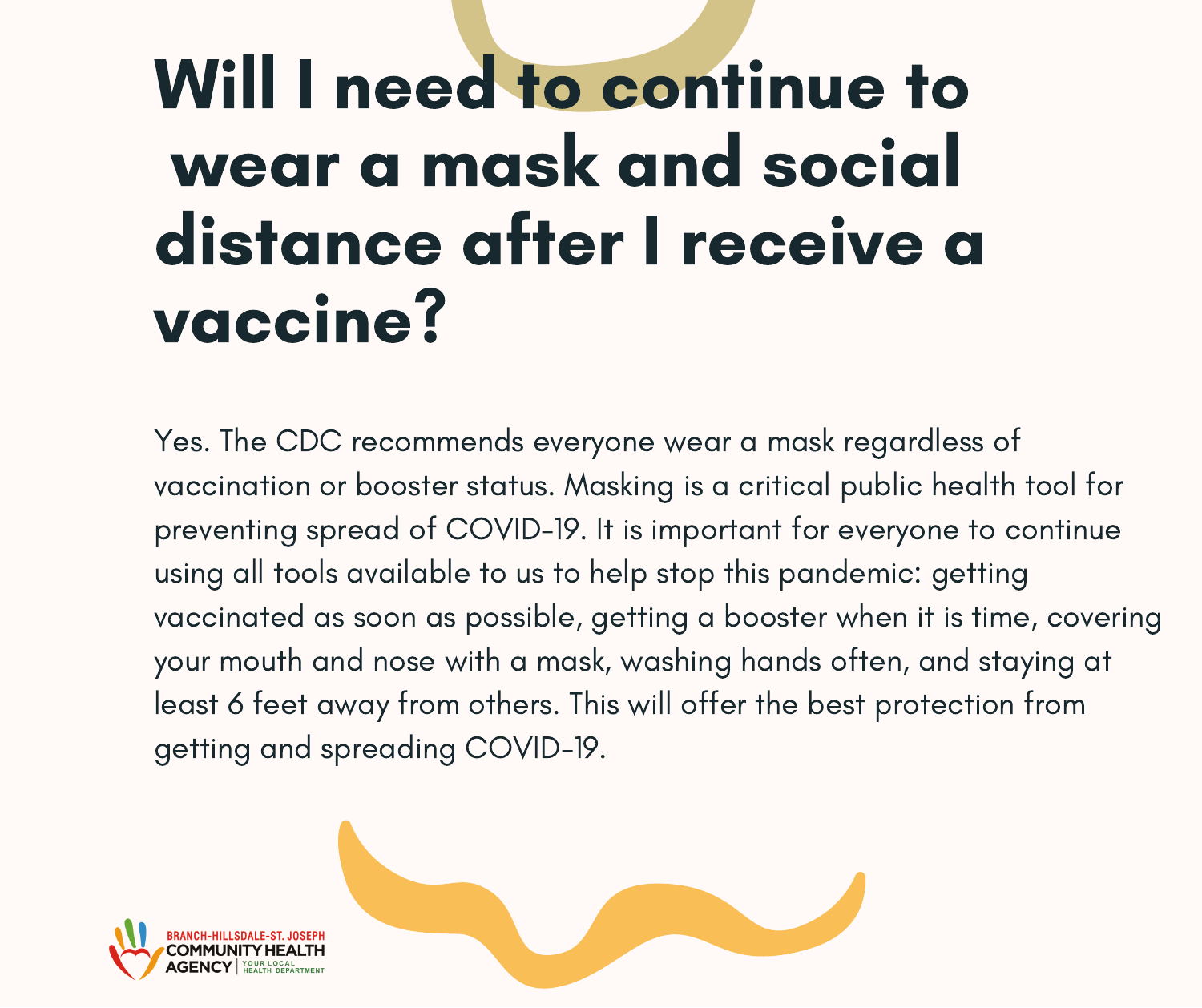# Will I need to continue to wear a mask and social distance after I receive a vaccine?

Yes. The CDC recommends everyone wear a mask regardless of vaccination or booster status. Masking is a critical public health tool for preventing spread of COVID-19. It is important for everyone to continue using all tools available to us to help stop this pandemic: getting vaccinated as soon as possible, getting a booster when it is time, covering your mouth and nose with a mask, washing hands often, and staying at least 6 feet away from others. This will offer the best protection from getting and spreading COVID-19.

BRANCH-HILLSDALE-ST. JOSEPH COMMUNITY HEALTH AGENCY | YOUR LOCAL HEALTH DEPARTMENT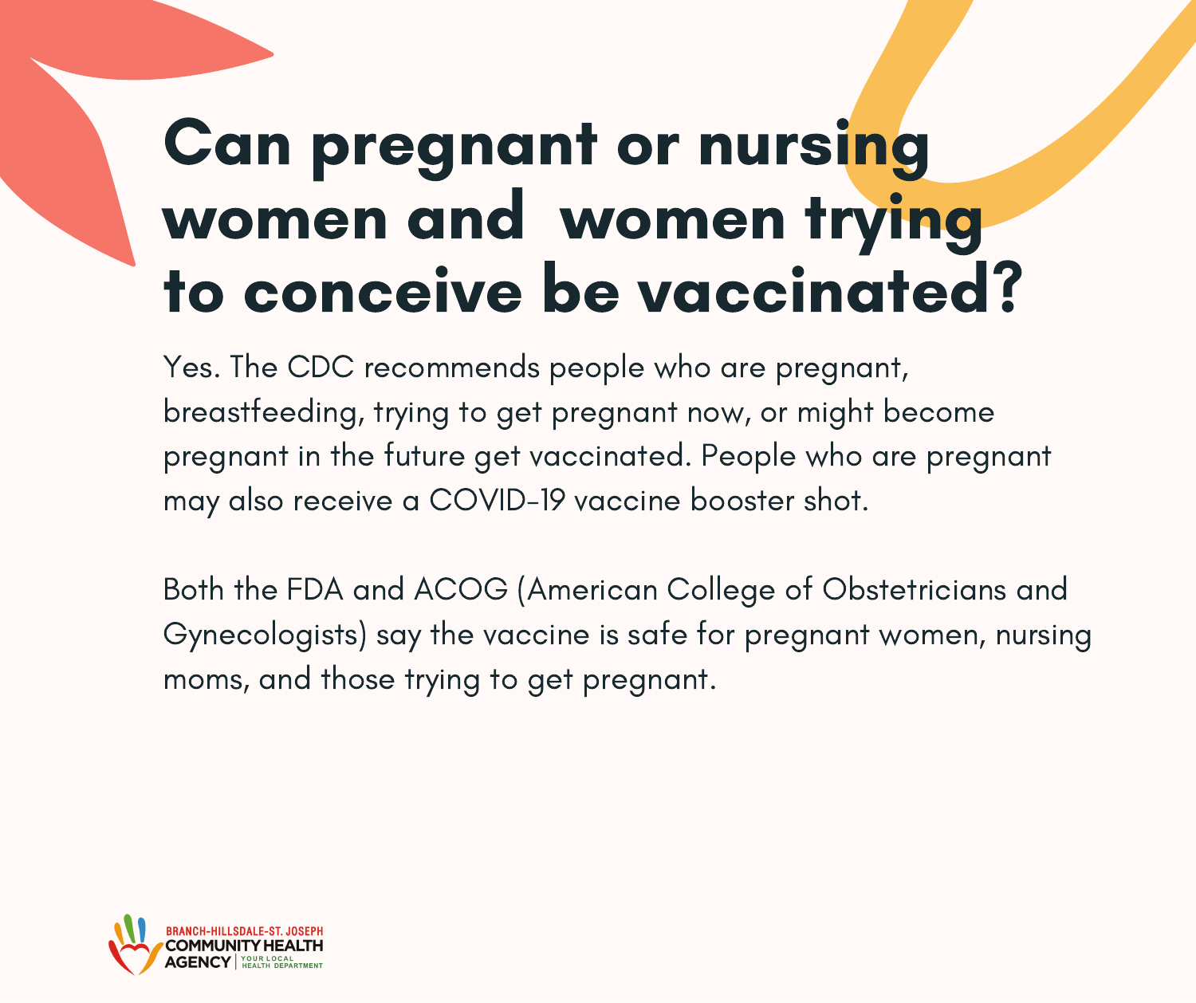# Can pregnant or nursing women and women trying to conceive be vaccinated?

Yes. The CDC recommends people who are pregnant, breastfeeding, trying to get pregnant now, or might become pregnant in the future get vaccinated. People who are pregnant may also receive a COVID-19 vaccine booster shot.

Both the FDA and ACOG (American College of Obstetricians and Gynecologists) say the vaccine is safe for pregnant women, nursing moms, and those trying to get pregnant.

BRANCH-HILLSDALE-ST. JOSEPH COMMUNITY HEALTH AGENCY | YOUR LOCAL HEALTH DEPARTMENT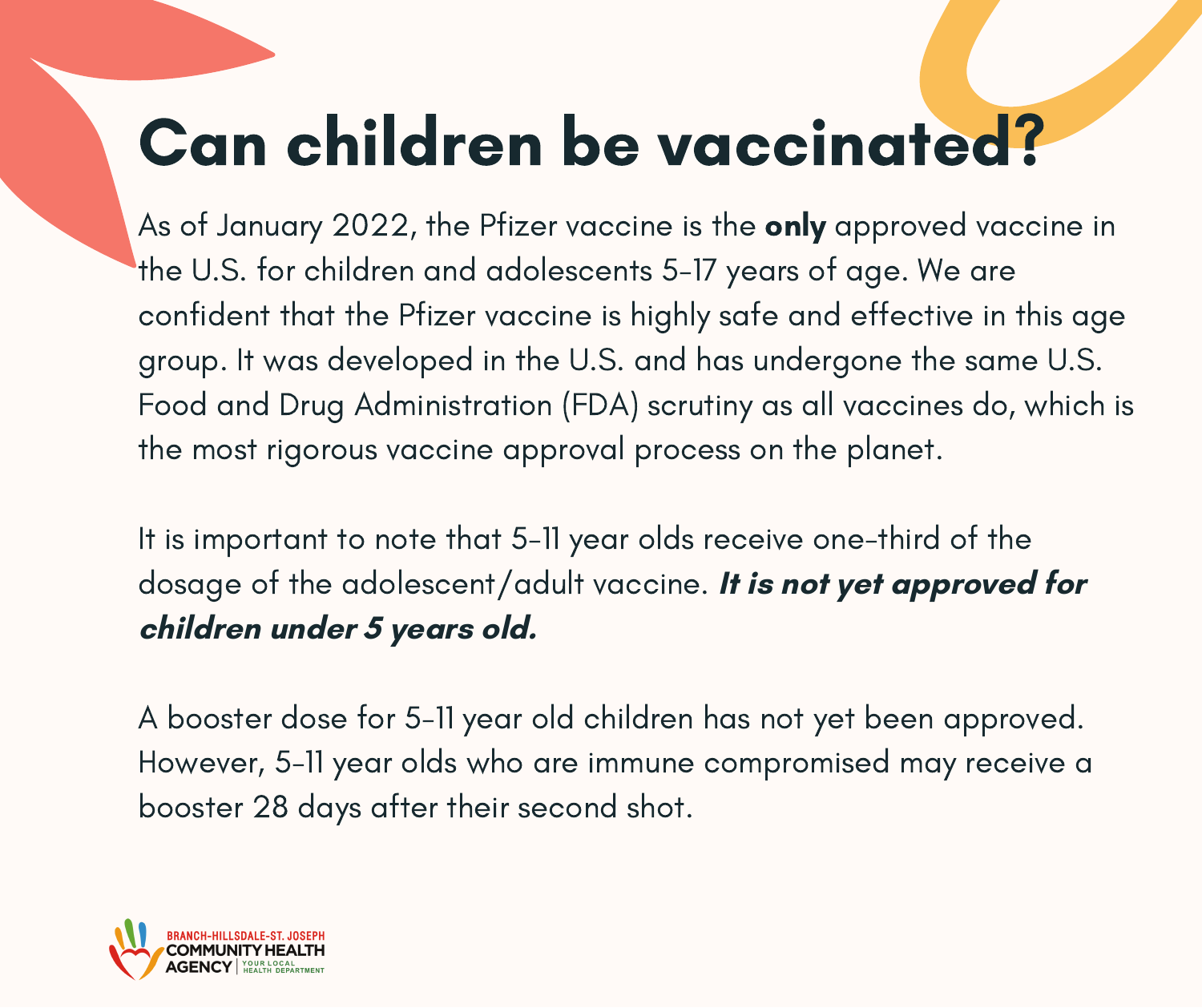# Can children be vaccinated?

As of January 2022, the Pfizer vaccine is the **only** approved vaccine in the U.S. for children and adolescents 5-17 years of age. We are confident that the Pfizer vaccine is highly safe and effective in this age group. It was developed in the U.S. and has undergone the same U.S. Food and Drug Administration (FDA) scrutiny as all vaccines do, which is the most rigorous vaccine approval process on the planet.

It is important to note that 5-11 year olds receive one-third of the dosage of the adolescent/adult vaccine. ***It is not yet approved for children under 5 years old.***

A booster dose for 5-11 year old children has not yet been approved. However, 5-11 year olds who are immune compromised may receive a booster 28 days after their second shot.

BRANCH-HILLSDALE-ST. JOSEPH COMMUNITY HEALTH AGENCY | YOUR LOCAL HEALTH DEPARTMENT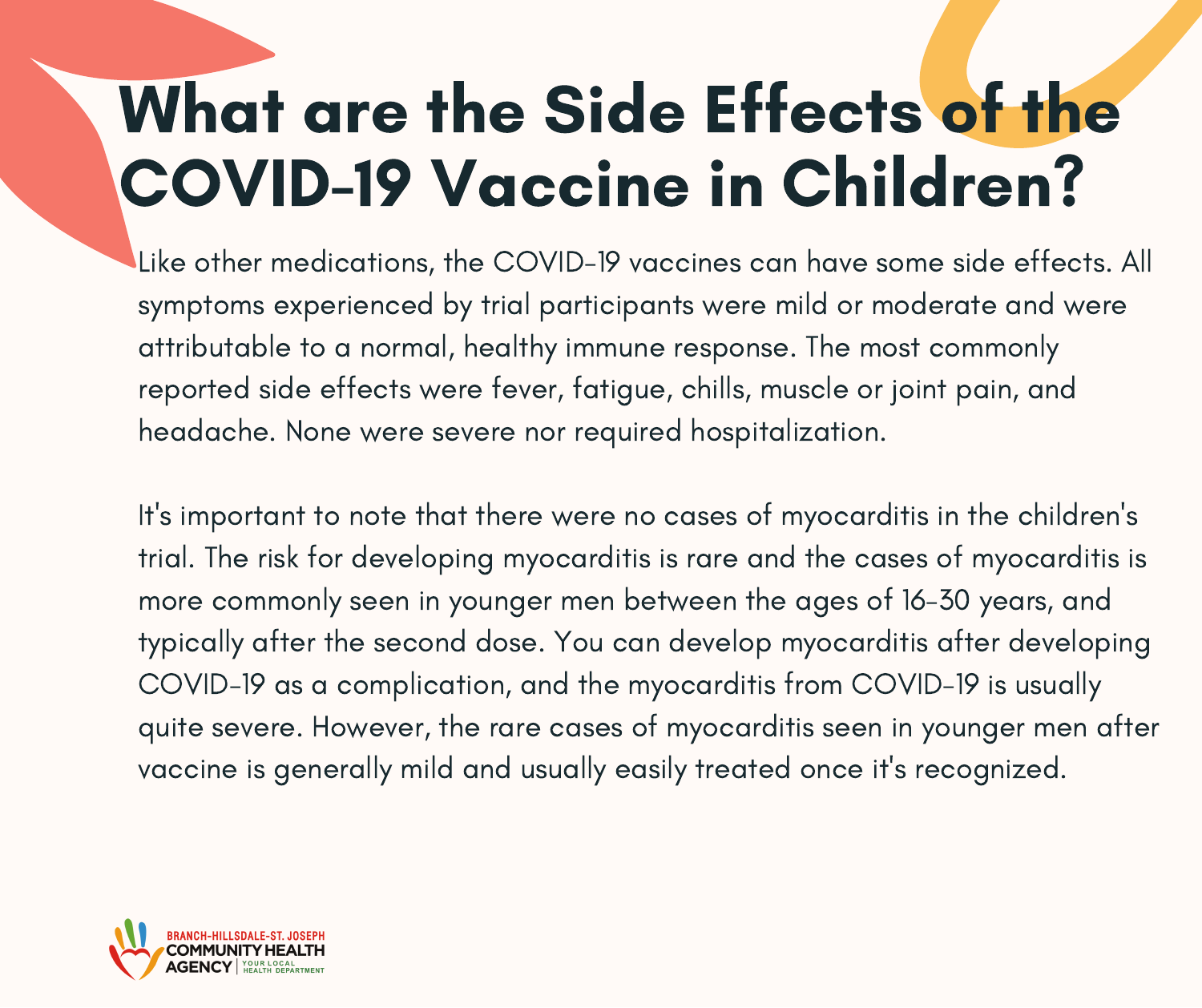# What are the Side Effects of the COVID-19 Vaccine in Children?

Like other medications, the COVID-19 vaccines can have some side effects. All symptoms experienced by trial participants were mild or moderate and were attributable to a normal, healthy immune response. The most commonly reported side effects were fever, fatigue, chills, muscle or joint pain, and headache. None were severe nor required hospitalization.

It's important to note that there were no cases of myocarditis in the children's trial. The risk for developing myocarditis is rare and the cases of myocarditis is more commonly seen in younger men between the ages of 16-30 years, and typically after the second dose. You can develop myocarditis after developing COVID-19 as a complication, and the myocarditis from COVID-19 is usually quite severe. However, the rare cases of myocarditis seen in younger men after vaccine is generally mild and usually easily treated once it's recognized.

BRANCH-HILLSDALE-ST. JOSEPH COMMUNITY HEALTH AGENCY | YOUR LOCAL HEALTH DEPARTMENT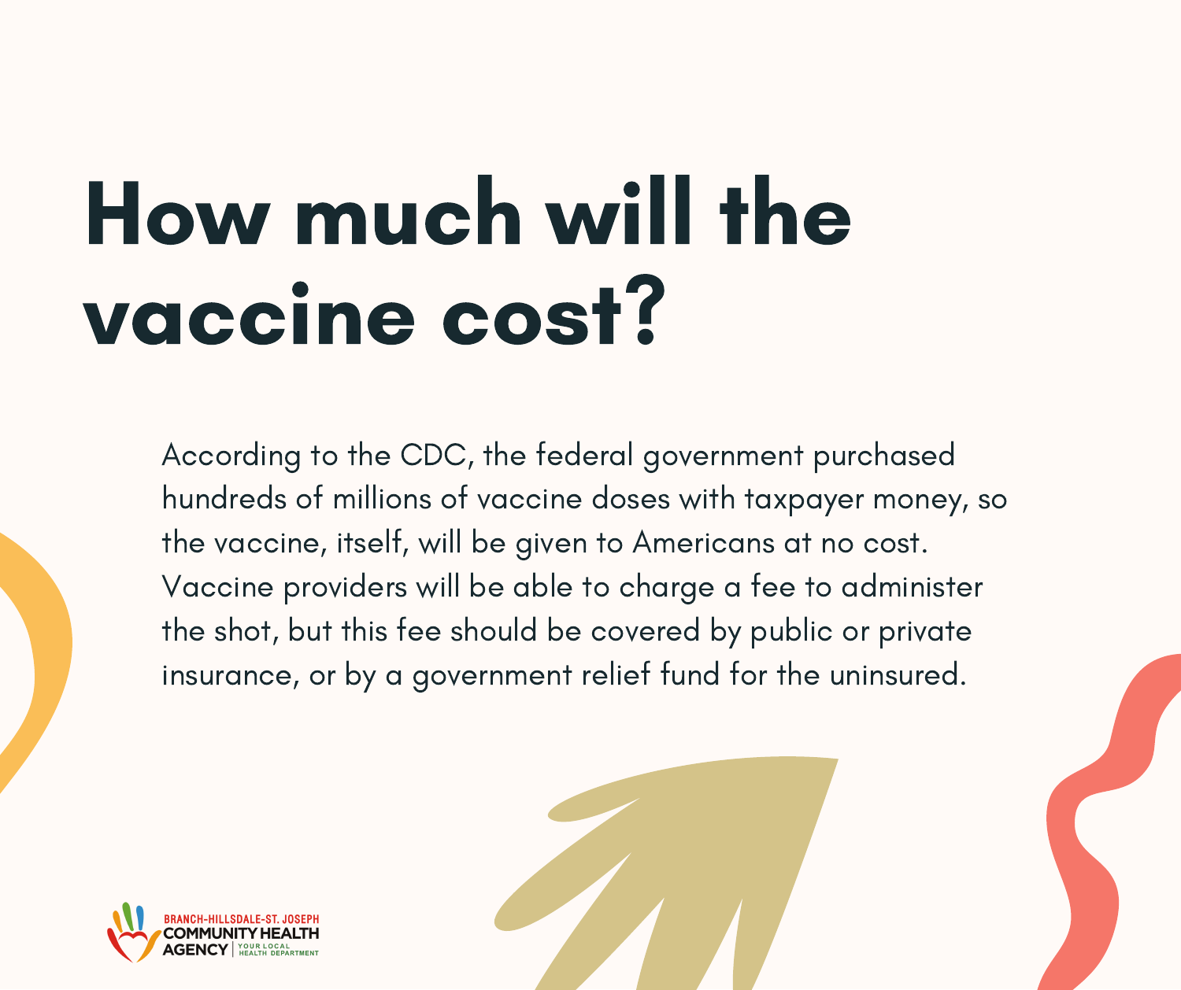# How much will the vaccine cost?

According to the CDC, the federal government purchased hundreds of millions of vaccine doses with taxpayer money, so the vaccine, itself, will be given to Americans at no cost. Vaccine providers will be able to charge a fee to administer the shot, but this fee should be covered by public or private insurance, or by a government relief fund for the uninsured.

BRANCH-HILLSDALE-ST. JOSEPH COMMUNITY HEALTH AGENCY | YOUR LOCAL HEALTH DEPARTMENT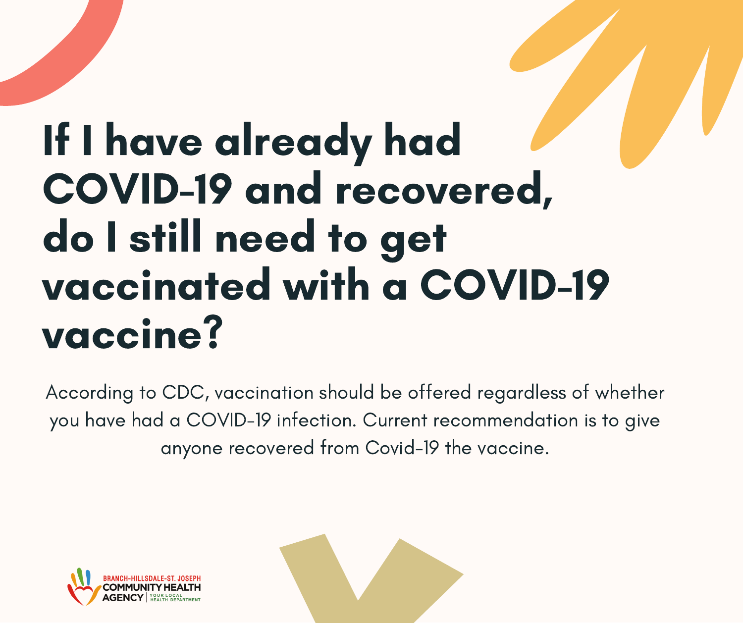# If I have already had COVID-19 and recovered, do I still need to get vaccinated with a COVID-19 vaccine?

According to CDC, vaccination should be offered regardless of whether you have had a COVID-19 infection. Current recommendation is to give anyone recovered from Covid-19 the vaccine.

BRANCH-HILLSDALE-ST. JOSEPH COMMUNITY HEALTH AGENCY | YOUR LOCAL HEALTH DEPARTMENT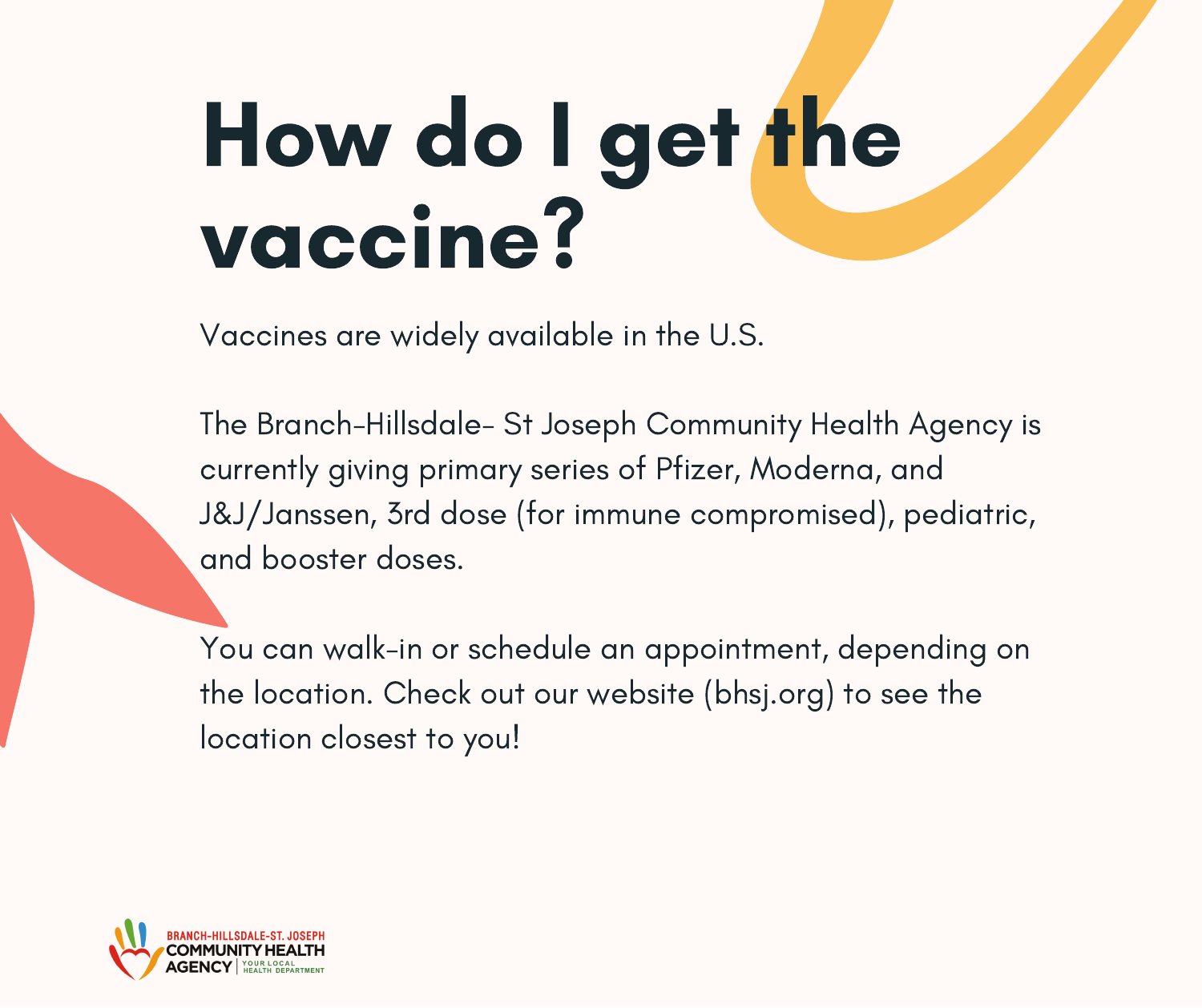# How do I get the vaccine?

Vaccines are widely available in the U.S.

The Branch-Hillsdale- St Joseph Community Health Agency is currently giving primary series of Pfizer, Moderna, and J&J/Janssen, 3rd dose (for immune compromised), pediatric, and booster doses.

You can walk-in or schedule an appointment, depending on the location. Check out our website (bhsj.org) to see the location closest to you!

BRANCH-HILLSDALE-ST. JOSEPH COMMUNITY HEALTH AGENCY | YOUR LOCAL HEALTH DEPARTMENT